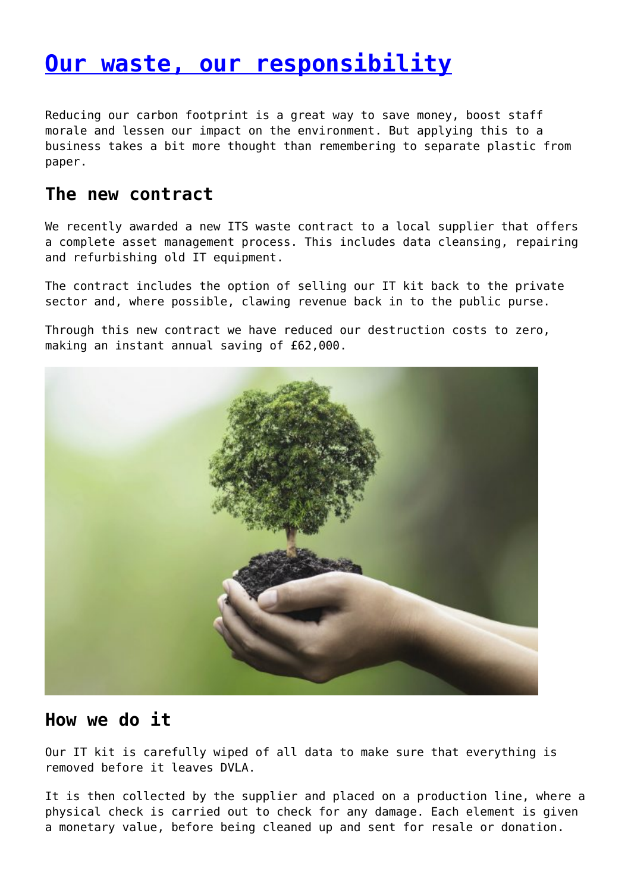# [Our waste, our responsibility]

Reducing our carbon footprint is a great way to save money, boost staff morale and lessen our impact on the environment. But applying this to a business takes a bit more thought than remembering to separate plastic from paper.

## The new contract

We recently awarded a new ITS waste contract to a local supplier that offers a complete asset management process. This includes data cleansing, repairing and refurbishing old IT equipment.

The contract includes the option of selling our IT kit back to the private sector and, where possible, clawing revenue back in to the public purse.

Through this new contract we have reduced our destruction costs to zero, making an instant annual saving of £62,000.

## How we do it

Our IT kit is carefully wiped of all data to make sure that everything is removed before it leaves DVLA.

It is then collected by the supplier and placed on a production line, where a physical check is carried out to check for any damage. Each element is given a monetary value, before being cleaned up and sent for resale or donation.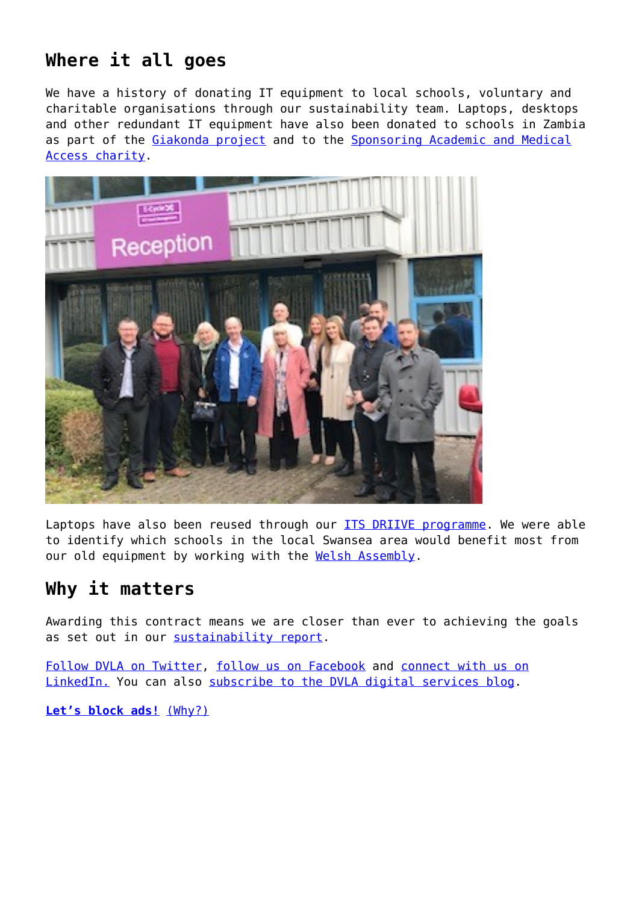## Where it all goes

We have a history of donating IT equipment to local schools, voluntary and charitable organisations through our sustainability team. Laptops, desktops and other redundant IT equipment have also been donated to schools in Zambia as part of the Giakonda project and to the Sponsoring Academic and Medical Access charity.

Laptops have also been reused through our ITS DRIIVE programme. We were able to identify which schools in the local Swansea area would benefit most from our old equipment by working with the Welsh Assembly.

## Why it matters

Awarding this contract means we are closer than ever to achieving the goals as set out in our sustainability report.

Follow DVLA on Twitter, follow us on Facebook and connect with us on LinkedIn. You can also subscribe to the DVLA digital services blog.

**Let's block ads!** (Why?)